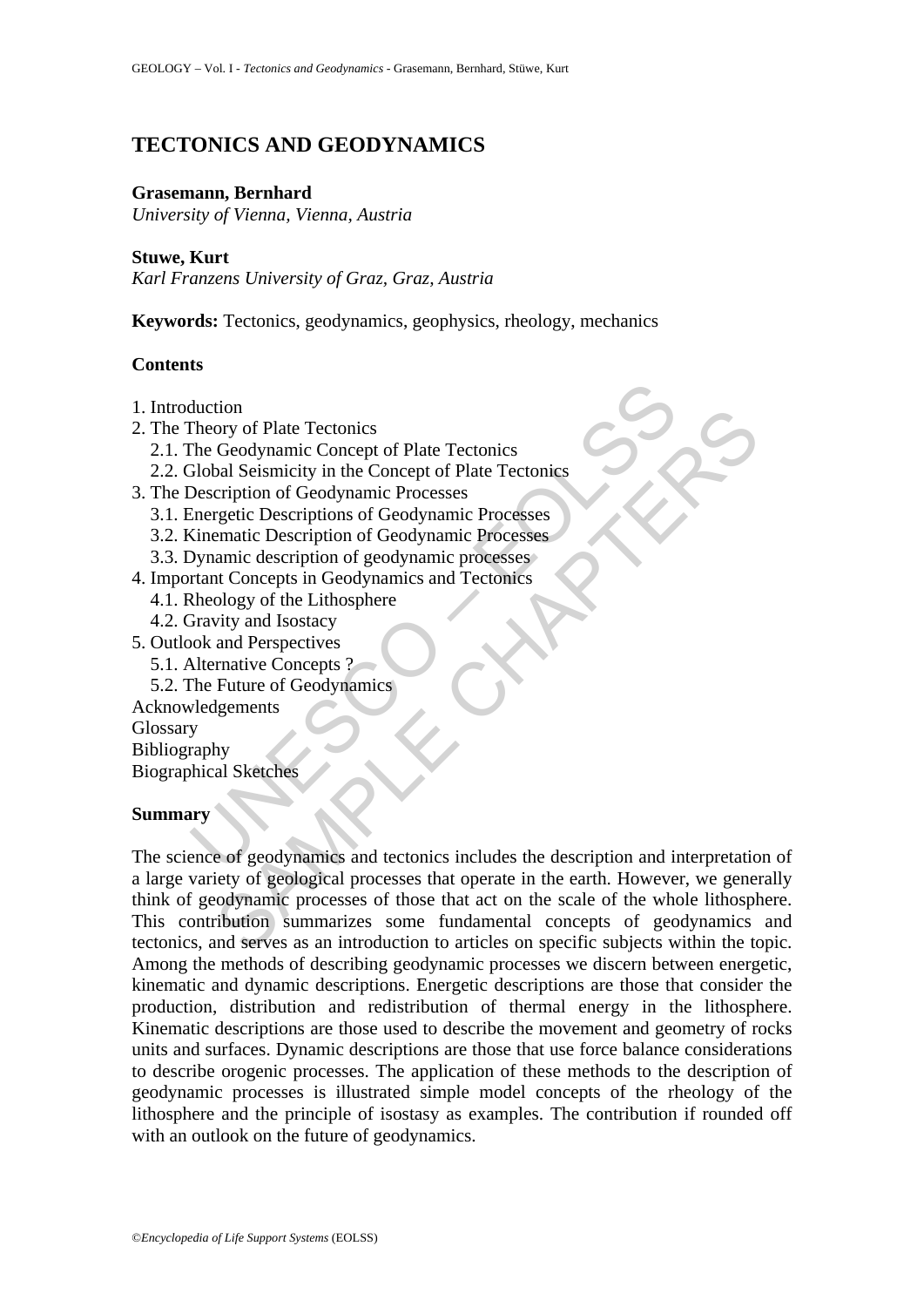# TECTONICS AND GEODYNAMICS

**Grasemann, Bernhard**
*University of Vienna, Vienna, Austria*

**Stuwe, Kurt**
*Karl Franzens University of Graz, Graz, Austria*

**Keywords:** Tectonics, geodynamics, geophysics, rheology, mechanics

## Contents

1. Introduction
2. The Theory of Plate Tectonics
   2.1. The Geodynamic Concept of Plate Tectonics
   2.2. Global Seismicity in the Concept of Plate Tectonics
3. The Description of Geodynamic Processes
   3.1. Energetic Descriptions of Geodynamic Processes
   3.2. Kinematic Description of Geodynamic Processes
   3.3. Dynamic description of geodynamic processes
4. Important Concepts in Geodynamics and Tectonics
   4.1. Rheology of the Lithosphere
   4.2. Gravity and Isostacy
5. Outlook and Perspectives
   5.1. Alternative Concepts ?
   5.2. The Future of Geodynamics

Acknowledgements
Glossary
Bibliography
Biographical Sketches

## Summary

The science of geodynamics and tectonics includes the description and interpretation of a large variety of geological processes that operate in the earth. However, we generally think of geodynamic processes of those that act on the scale of the whole lithosphere. This contribution summarizes some fundamental concepts of geodynamics and tectonics, and serves as an introduction to articles on specific subjects within the topic. Among the methods of describing geodynamic processes we discern between energetic, kinematic and dynamic descriptions. Energetic descriptions are those that consider the production, distribution and redistribution of thermal energy in the lithosphere. Kinematic descriptions are those used to describe the movement and geometry of rocks units and surfaces. Dynamic descriptions are those that use force balance considerations to describe orogenic processes. The application of these methods to the description of geodynamic processes is illustrated simple model concepts of the rheology of the lithosphere and the principle of isostasy as examples. The contribution if rounded off with an outlook on the future of geodynamics.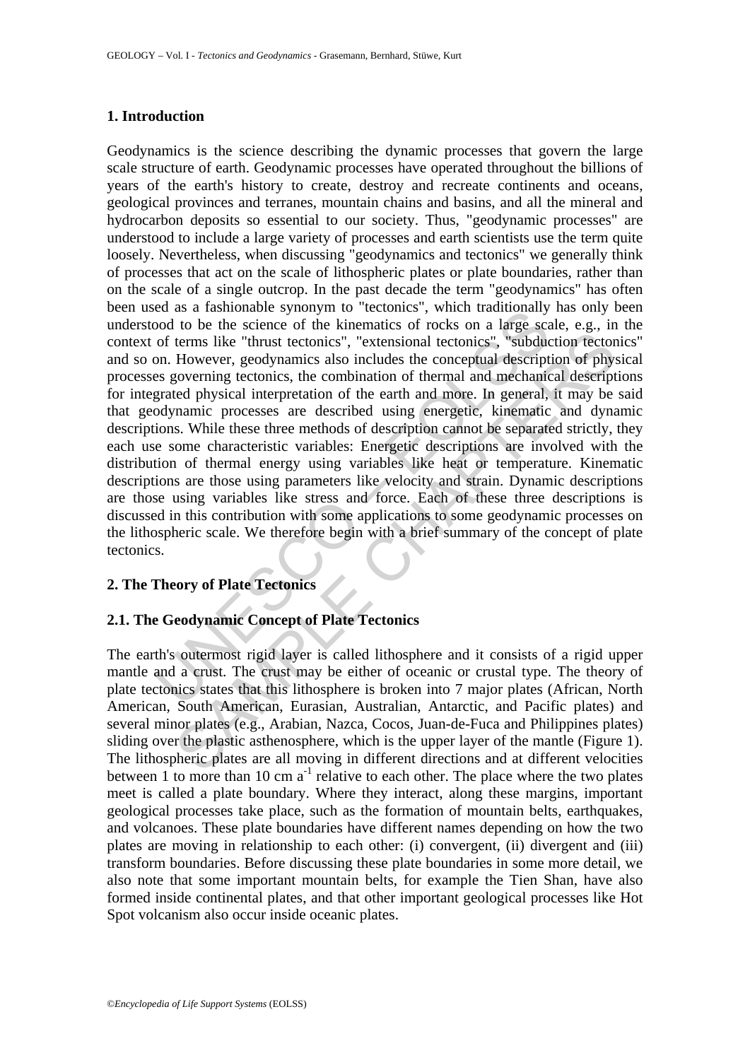## 1. Introduction

Geodynamics is the science describing the dynamic processes that govern the large scale structure of earth. Geodynamic processes have operated throughout the billions of years of the earth's history to create, destroy and recreate continents and oceans, geological provinces and terranes, mountain chains and basins, and all the mineral and hydrocarbon deposits so essential to our society. Thus, "geodynamic processes" are understood to include a large variety of processes and earth scientists use the term quite loosely. Nevertheless, when discussing "geodynamics and tectonics" we generally think of processes that act on the scale of lithospheric plates or plate boundaries, rather than on the scale of a single outcrop. In the past decade the term "geodynamics" has often been used as a fashionable synonym to "tectonics", which traditionally has only been understood to be the science of the kinematics of rocks on a large scale, e.g., in the context of terms like "thrust tectonics", "extensional tectonics", "subduction tectonics" and so on. However, geodynamics also includes the conceptual description of physical processes governing tectonics, the combination of thermal and mechanical descriptions for integrated physical interpretation of the earth and more. In general, it may be said that geodynamic processes are described using energetic, kinematic and dynamic descriptions. While these three methods of description cannot be separated strictly, they each use some characteristic variables: Energetic descriptions are involved with the distribution of thermal energy using variables like heat or temperature. Kinematic descriptions are those using parameters like velocity and strain. Dynamic descriptions are those using variables like stress and force. Each of these three descriptions is discussed in this contribution with some applications to some geodynamic processes on the lithospheric scale. We therefore begin with a brief summary of the concept of plate tectonics.

## 2. The Theory of Plate Tectonics

### 2.1. The Geodynamic Concept of Plate Tectonics

The earth's outermost rigid layer is called lithosphere and it consists of a rigid upper mantle and a crust. The crust may be either of oceanic or crustal type. The theory of plate tectonics states that this lithosphere is broken into 7 major plates (African, North American, South American, Eurasian, Australian, Antarctic, and Pacific plates) and several minor plates (e.g., Arabian, Nazca, Cocos, Juan-de-Fuca and Philippines plates) sliding over the plastic asthenosphere, which is the upper layer of the mantle (Figure 1). The lithospheric plates are all moving in different directions and at different velocities between 1 to more than 10 cm $a^{-1}$ relative to each other. The place where the two plates meet is called a plate boundary. Where they interact, along these margins, important geological processes take place, such as the formation of mountain belts, earthquakes, and volcanoes. These plate boundaries have different names depending on how the two plates are moving in relationship to each other: (i) convergent, (ii) divergent and (iii) transform boundaries. Before discussing these plate boundaries in some more detail, we also note that some important mountain belts, for example the Tien Shan, have also formed inside continental plates, and that other important geological processes like Hot Spot volcanism also occur inside oceanic plates.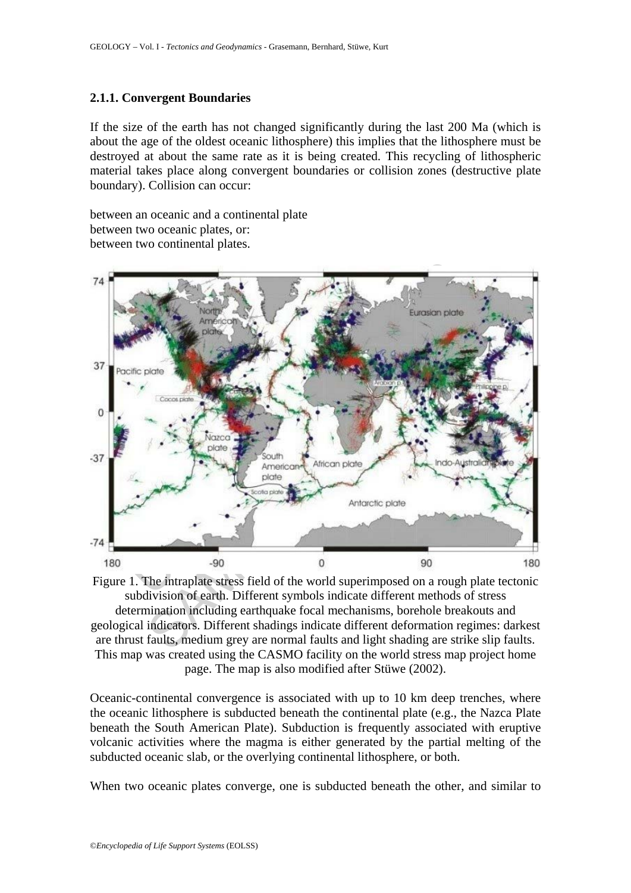### 2.1.1. Convergent Boundaries

If the size of the earth has not changed significantly during the last 200 Ma (which is about the age of the oldest oceanic lithosphere) this implies that the lithosphere must be destroyed at about the same rate as it is being created. This recycling of lithospheric material takes place along convergent boundaries or collision zones (destructive plate boundary). Collision can occur:

between an oceanic and a continental plate
between two oceanic plates, or:
between two continental plates.

Figure 1. The intraplate stress field of the world superimposed on a rough plate tectonic subdivision of earth. Different symbols indicate different methods of stress determination including earthquake focal mechanisms, borehole breakouts and geological indicators. Different shadings indicate different deformation regimes: darkest are thrust faults, medium grey are normal faults and light shading are strike slip faults. This map was created using the CASMO facility on the world stress map project home page. The map is also modified after Stüwe (2002).

Oceanic-continental convergence is associated with up to 10 km deep trenches, where the oceanic lithosphere is subducted beneath the continental plate (e.g., the Nazca Plate beneath the South American Plate). Subduction is frequently associated with eruptive volcanic activities where the magma is either generated by the partial melting of the subducted oceanic slab, or the overlying continental lithosphere, or both.

When two oceanic plates converge, one is subducted beneath the other, and similar to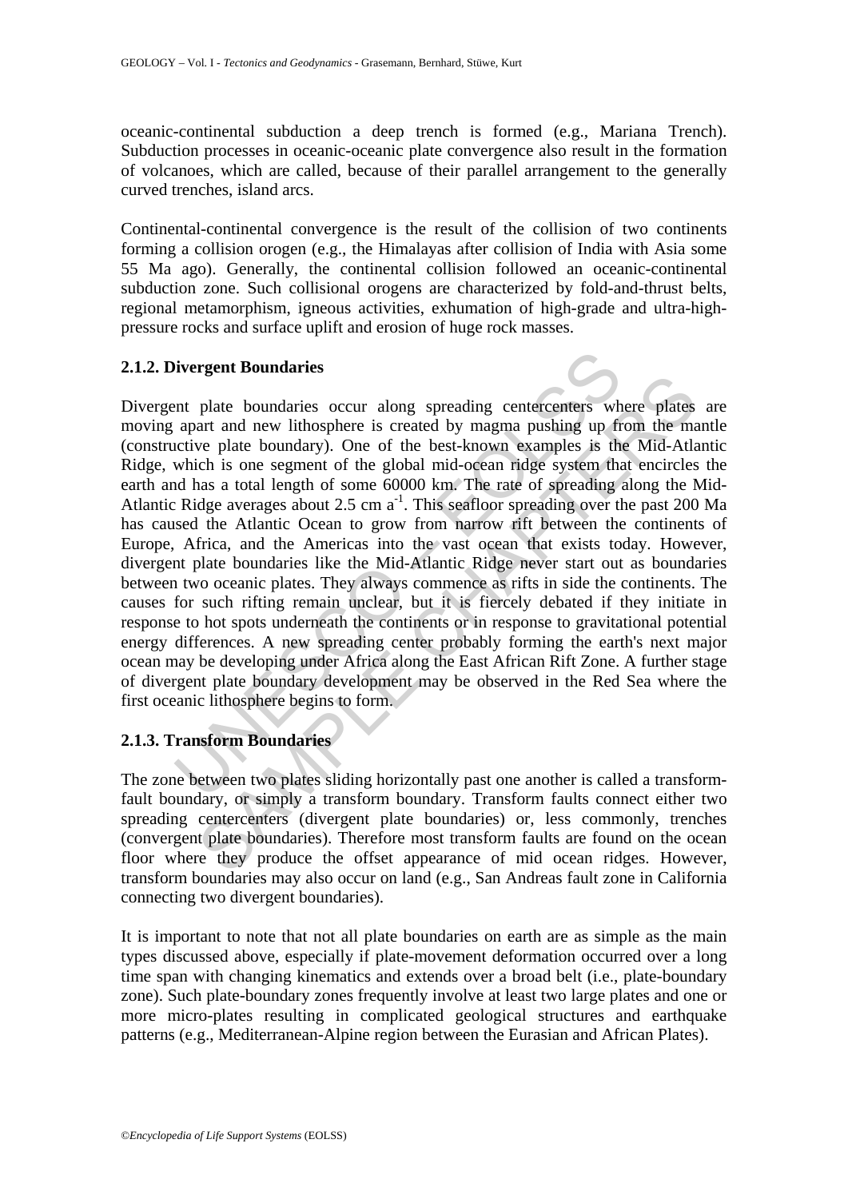oceanic-continental subduction a deep trench is formed (e.g., Mariana Trench). Subduction processes in oceanic-oceanic plate convergence also result in the formation of volcanoes, which are called, because of their parallel arrangement to the generally curved trenches, island arcs.

Continental-continental convergence is the result of the collision of two continents forming a collision orogen (e.g., the Himalayas after collision of India with Asia some 55 Ma ago). Generally, the continental collision followed an oceanic-continental subduction zone. Such collisional orogens are characterized by fold-and-thrust belts, regional metamorphism, igneous activities, exhumation of high-grade and ultra-high-pressure rocks and surface uplift and erosion of huge rock masses.

### 2.1.2. Divergent Boundaries

Divergent plate boundaries occur along spreading centercenters where plates are moving apart and new lithosphere is created by magma pushing up from the mantle (constructive plate boundary). One of the best-known examples is the Mid-Atlantic Ridge, which is one segment of the global mid-ocean ridge system that encircles the earth and has a total length of some 60000 km. The rate of spreading along the Mid-Atlantic Ridge averages about 2.5 cm $a^{-1}$. This seafloor spreading over the past 200 Ma has caused the Atlantic Ocean to grow from narrow rift between the continents of Europe, Africa, and the Americas into the vast ocean that exists today. However, divergent plate boundaries like the Mid-Atlantic Ridge never start out as boundaries between two oceanic plates. They always commence as rifts in side the continents. The causes for such rifting remain unclear, but it is fiercely debated if they initiate in response to hot spots underneath the continents or in response to gravitational potential energy differences. A new spreading center probably forming the earth's next major ocean may be developing under Africa along the East African Rift Zone. A further stage of divergent plate boundary development may be observed in the Red Sea where the first oceanic lithosphere begins to form.

### 2.1.3. Transform Boundaries

The zone between two plates sliding horizontally past one another is called a transform-fault boundary, or simply a transform boundary. Transform faults connect either two spreading centercenters (divergent plate boundaries) or, less commonly, trenches (convergent plate boundaries). Therefore most transform faults are found on the ocean floor where they produce the offset appearance of mid ocean ridges. However, transform boundaries may also occur on land (e.g., San Andreas fault zone in California connecting two divergent boundaries).

It is important to note that not all plate boundaries on earth are as simple as the main types discussed above, especially if plate-movement deformation occurred over a long time span with changing kinematics and extends over a broad belt (i.e., plate-boundary zone). Such plate-boundary zones frequently involve at least two large plates and one or more micro-plates resulting in complicated geological structures and earthquake patterns (e.g., Mediterranean-Alpine region between the Eurasian and African Plates).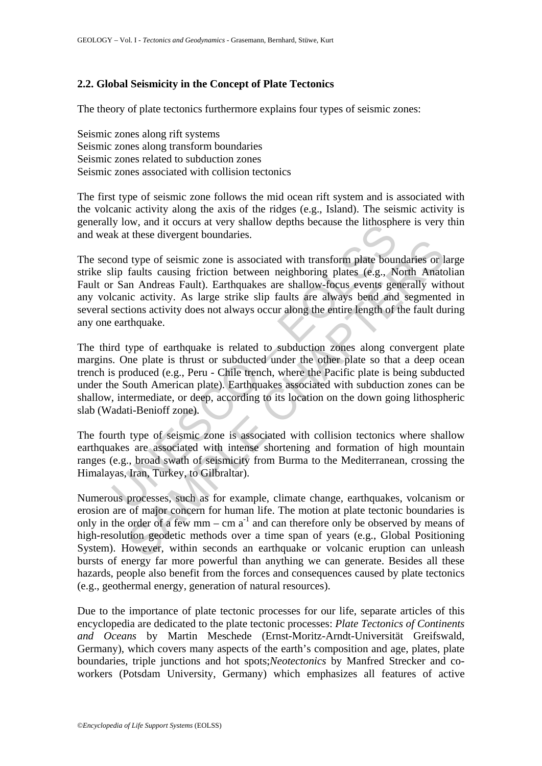## 2.2. Global Seismicity in the Concept of Plate Tectonics

The theory of plate tectonics furthermore explains four types of seismic zones:

Seismic zones along rift systems
Seismic zones along transform boundaries
Seismic zones related to subduction zones
Seismic zones associated with collision tectonics

The first type of seismic zone follows the mid ocean rift system and is associated with the volcanic activity along the axis of the ridges (e.g., Island). The seismic activity is generally low, and it occurs at very shallow depths because the lithosphere is very thin and weak at these divergent boundaries.

The second type of seismic zone is associated with transform plate boundaries or large strike slip faults causing friction between neighboring plates (e.g., North Anatolian Fault or San Andreas Fault). Earthquakes are shallow-focus events generally without any volcanic activity. As large strike slip faults are always bend and segmented in several sections activity does not always occur along the entire length of the fault during any one earthquake.

The third type of earthquake is related to subduction zones along convergent plate margins. One plate is thrust or subducted under the other plate so that a deep ocean trench is produced (e.g., Peru - Chile trench, where the Pacific plate is being subducted under the South American plate). Earthquakes associated with subduction zones can be shallow, intermediate, or deep, according to its location on the down going lithospheric slab (Wadati-Benioff zone).

The fourth type of seismic zone is associated with collision tectonics where shallow earthquakes are associated with intense shortening and formation of high mountain ranges (e.g., broad swath of seismicity from Burma to the Mediterranean, crossing the Himalayas, Iran, Turkey, to Gilbraltar).

Numerous processes, such as for example, climate change, earthquakes, volcanism or erosion are of major concern for human life. The motion at plate tectonic boundaries is only in the order of a few mm – cm $a^{-1}$ and can therefore only be observed by means of high-resolution geodetic methods over a time span of years (e.g., Global Positioning System). However, within seconds an earthquake or volcanic eruption can unleash bursts of energy far more powerful than anything we can generate. Besides all these hazards, people also benefit from the forces and consequences caused by plate tectonics (e.g., geothermal energy, generation of natural resources).

Due to the importance of plate tectonic processes for our life, separate articles of this encyclopedia are dedicated to the plate tectonic processes: *Plate Tectonics of Continents and Oceans* by Martin Meschede (Ernst-Moritz-Arndt-Universität Greifswald, Germany), which covers many aspects of the earth's composition and age, plates, plate boundaries, triple junctions and hot spots;*Neotectonics* by Manfred Strecker and co-workers (Potsdam University, Germany) which emphasizes all features of active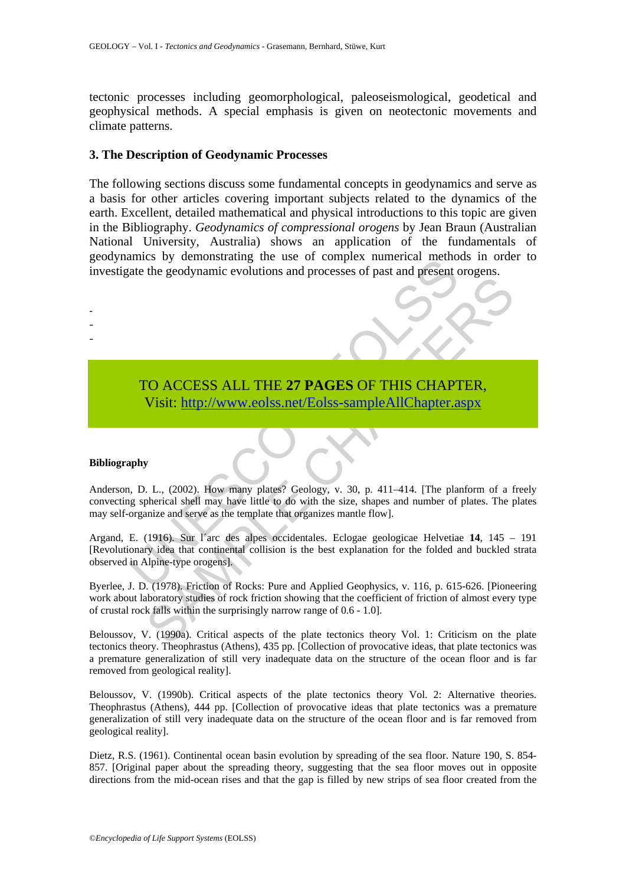tectonic processes including geomorphological, paleoseismological, geodetical and geophysical methods. A special emphasis is given on neotectonic movements and climate patterns.

### 3. The Description of Geodynamic Processes

The following sections discuss some fundamental concepts in geodynamics and serve as a basis for other articles covering important subjects related to the dynamics of the earth. Excellent, detailed mathematical and physical introductions to this topic are given in the Bibliography. *Geodynamics of compressional orogens* by Jean Braun (Australian National University, Australia) shows an application of the fundamentals of geodynamics by demonstrating the use of complex numerical methods in order to investigate the geodynamic evolutions and processes of past and present orogens.

-
-
-

TO ACCESS ALL THE **27 PAGES** OF THIS CHAPTER,
Visit: http://www.eolss.net/Eolss-sampleAllChapter.aspx

#### Bibliography

Anderson, D. L., (2002). How many plates? Geology, v. 30, p. 411–414. [The planform of a freely convecting spherical shell may have little to do with the size, shapes and number of plates. The plates may self-organize and serve as the template that organizes mantle flow].

Argand, E. (1916). Sur l´arc des alpes occidentales. Eclogae geologicae Helvetiae **14**, 145 – 191 [Revolutionary idea that continental collision is the best explanation for the folded and buckled strata observed in Alpine-type orogens].

Byerlee, J. D. (1978). Friction of Rocks: Pure and Applied Geophysics, v. 116, p. 615-626. [Pioneering work about laboratory studies of rock friction showing that the coefficient of friction of almost every type of crustal rock falls within the surprisingly narrow range of 0.6 - 1.0].

Beloussov, V. (1990a). Critical aspects of the plate tectonics theory Vol. 1: Criticism on the plate tectonics theory. Theophrastus (Athens), 435 pp. [Collection of provocative ideas, that plate tectonics was a premature generalization of still very inadequate data on the structure of the ocean floor and is far removed from geological reality].

Beloussov, V. (1990b). Critical aspects of the plate tectonics theory Vol. 2: Alternative theories. Theophrastus (Athens), 444 pp. [Collection of provocative ideas that plate tectonics was a premature generalization of still very inadequate data on the structure of the ocean floor and is far removed from geological reality].

Dietz, R.S. (1961). Continental ocean basin evolution by spreading of the sea floor. Nature 190, S. 854-857. [Original paper about the spreading theory, suggesting that the sea floor moves out in opposite directions from the mid-ocean rises and that the gap is filled by new strips of sea floor created from the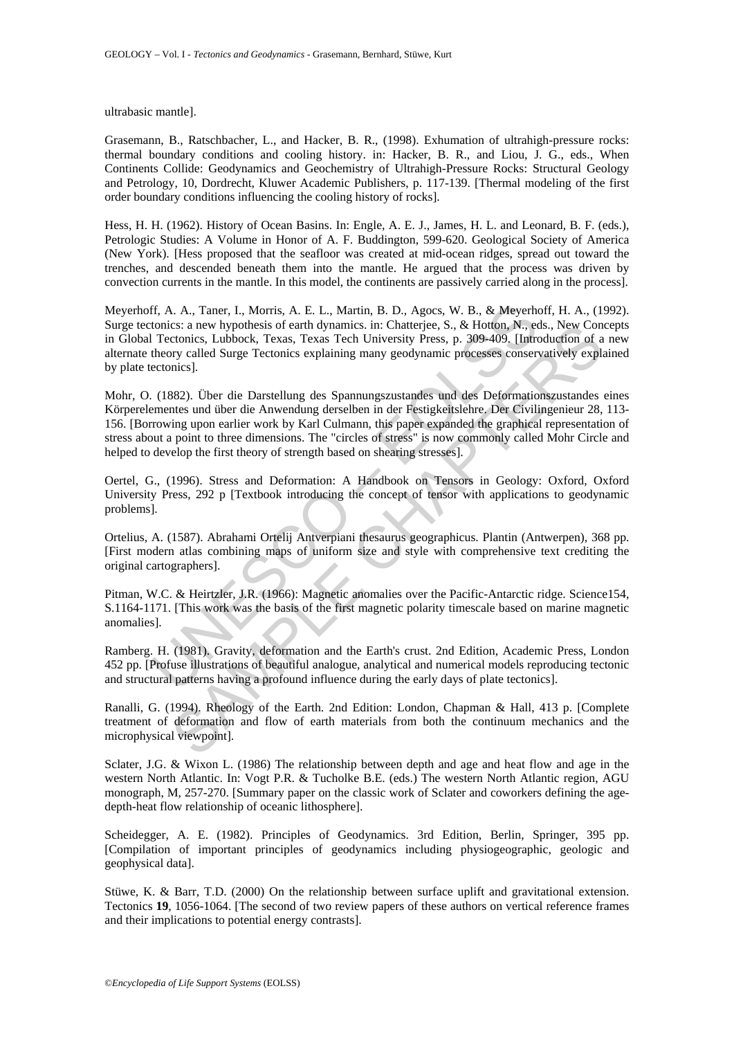ultrabasic mantle].

Grasemann, B., Ratschbacher, L., and Hacker, B. R., (1998). Exhumation of ultrahigh-pressure rocks: thermal boundary conditions and cooling history. in: Hacker, B. R., and Liou, J. G., eds., When Continents Collide: Geodynamics and Geochemistry of Ultrahigh-Pressure Rocks: Structural Geology and Petrology, 10, Dordrecht, Kluwer Academic Publishers, p. 117-139. [Thermal modeling of the first order boundary conditions influencing the cooling history of rocks].

Hess, H. H. (1962). History of Ocean Basins. In: Engle, A. E. J., James, H. L. and Leonard, B. F. (eds.), Petrologic Studies: A Volume in Honor of A. F. Buddington, 599-620. Geological Society of America (New York). [Hess proposed that the seafloor was created at mid-ocean ridges, spread out toward the trenches, and descended beneath them into the mantle. He argued that the process was driven by convection currents in the mantle. In this model, the continents are passively carried along in the process].

Meyerhoff, A. A., Taner, I., Morris, A. E. L., Martin, B. D., Agocs, W. B., & Meyerhoff, H. A., (1992). Surge tectonics: a new hypothesis of earth dynamics. in: Chatterjee, S., & Hotton, N., eds., New Concepts in Global Tectonics, Lubbock, Texas, Texas Tech University Press, p. 309-409. [Introduction of a new alternate theory called Surge Tectonics explaining many geodynamic processes conservatively explained by plate tectonics].

Mohr, O. (1882). Über die Darstellung des Spannungszustandes und des Deformationszustandes eines Körperelementes und über die Anwendung derselben in der Festigkeitslehre. Der Civilingenieur 28, 113-156. [Borrowing upon earlier work by Karl Culmann, this paper expanded the graphical representation of stress about a point to three dimensions. The "circles of stress" is now commonly called Mohr Circle and helped to develop the first theory of strength based on shearing stresses].

Oertel, G., (1996). Stress and Deformation: A Handbook on Tensors in Geology: Oxford, Oxford University Press, 292 p [Textbook introducing the concept of tensor with applications to geodynamic problems].

Ortelius, A. (1587). Abrahami Ortelij Antverpiani thesaurus geographicus. Plantin (Antwerpen), 368 pp. [First modern atlas combining maps of uniform size and style with comprehensive text crediting the original cartographers].

Pitman, W.C. & Heirtzler, J.R. (1966): Magnetic anomalies over the Pacific-Antarctic ridge. Science154, S.1164-1171. [This work was the basis of the first magnetic polarity timescale based on marine magnetic anomalies].

Ramberg. H. (1981). Gravity, deformation and the Earth's crust. 2nd Edition, Academic Press, London 452 pp. [Profuse illustrations of beautiful analogue, analytical and numerical models reproducing tectonic and structural patterns having a profound influence during the early days of plate tectonics].

Ranalli, G. (1994). Rheology of the Earth. 2nd Edition: London, Chapman & Hall, 413 p. [Complete treatment of deformation and flow of earth materials from both the continuum mechanics and the microphysical viewpoint].

Sclater, J.G. & Wixon L. (1986) The relationship between depth and age and heat flow and age in the western North Atlantic. In: Vogt P.R. & Tucholke B.E. (eds.) The western North Atlantic region, AGU monograph, M, 257-270. [Summary paper on the classic work of Sclater and coworkers defining the age-depth-heat flow relationship of oceanic lithosphere].

Scheidegger, A. E. (1982). Principles of Geodynamics. 3rd Edition, Berlin, Springer, 395 pp. [Compilation of important principles of geodynamics including physiogeographic, geologic and geophysical data].

Stüwe, K. & Barr, T.D. (2000) On the relationship between surface uplift and gravitational extension. Tectonics **19**, 1056-1064. [The second of two review papers of these authors on vertical reference frames and their implications to potential energy contrasts].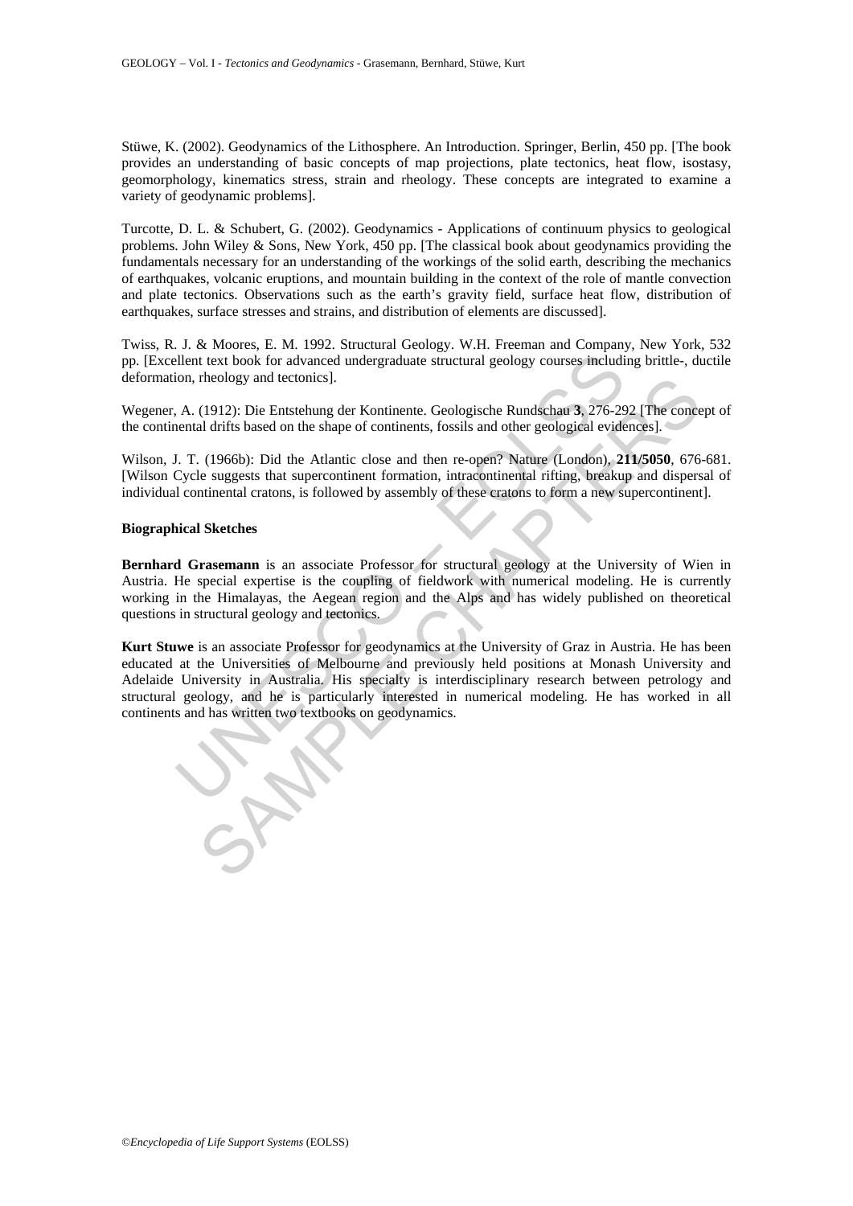Stüwe, K. (2002). Geodynamics of the Lithosphere. An Introduction. Springer, Berlin, 450 pp. [The book provides an understanding of basic concepts of map projections, plate tectonics, heat flow, isostasy, geomorphology, kinematics stress, strain and rheology. These concepts are integrated to examine a variety of geodynamic problems].

Turcotte, D. L. & Schubert, G. (2002). Geodynamics - Applications of continuum physics to geological problems. John Wiley & Sons, New York, 450 pp. [The classical book about geodynamics providing the fundamentals necessary for an understanding of the workings of the solid earth, describing the mechanics of earthquakes, volcanic eruptions, and mountain building in the context of the role of mantle convection and plate tectonics. Observations such as the earth's gravity field, surface heat flow, distribution of earthquakes, surface stresses and strains, and distribution of elements are discussed].

Twiss, R. J. & Moores, E. M. 1992. Structural Geology. W.H. Freeman and Company, New York, 532 pp. [Excellent text book for advanced undergraduate structural geology courses including brittle-, ductile deformation, rheology and tectonics].

Wegener, A. (1912): Die Entstehung der Kontinente. Geologische Rundschau **3**, 276-292 [The concept of the continental drifts based on the shape of continents, fossils and other geological evidences].

Wilson, J. T. (1966b): Did the Atlantic close and then re-open? Nature (London), **211/5050**, 676-681. [Wilson Cycle suggests that supercontinent formation, intracontinental rifting, breakup and dispersal of individual continental cratons, is followed by assembly of these cratons to form a new supercontinent].

#### Biographical Sketches

**Bernhard Grasemann** is an associate Professor for structural geology at the University of Wien in Austria. He special expertise is the coupling of fieldwork with numerical modeling. He is currently working in the Himalayas, the Aegean region and the Alps and has widely published on theoretical questions in structural geology and tectonics.

**Kurt Stuwe** is an associate Professor for geodynamics at the University of Graz in Austria. He has been educated at the Universities of Melbourne and previously held positions at Monash University and Adelaide University in Australia. His specialty is interdisciplinary research between petrology and structural geology, and he is particularly interested in numerical modeling. He has worked in all continents and has written two textbooks on geodynamics.